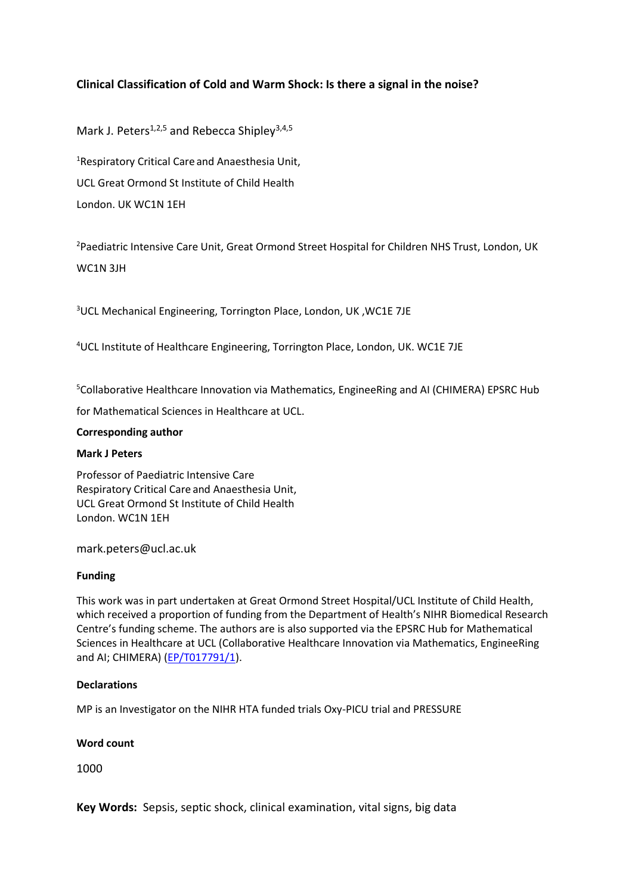# Clinical Classification of Cold and Warm Shock: Is there a signal in the noise?

Mark J. Peters[1,2,5] and Rebecca Shipley[3,4,5]

[1]Respiratory Critical Care and Anaesthesia Unit,
UCL Great Ormond St Institute of Child Health
London. UK WC1N 1EH

[2]Paediatric Intensive Care Unit, Great Ormond Street Hospital for Children NHS Trust, London, UK WC1N 3JH

[3]UCL Mechanical Engineering, Torrington Place, London, UK ,WC1E 7JE

[4]UCL Institute of Healthcare Engineering, Torrington Place, London, UK. WC1E 7JE

[5]Collaborative Healthcare Innovation via Mathematics, EngineeRing and AI (CHIMERA) EPSRC Hub for Mathematical Sciences in Healthcare at UCL.

**Corresponding author**

**Mark J Peters**

Professor of Paediatric Intensive Care
Respiratory Critical Care and Anaesthesia Unit,
UCL Great Ormond St Institute of Child Health
London. WC1N 1EH

mark.peters@ucl.ac.uk

**Funding**

This work was in part undertaken at Great Ormond Street Hospital/UCL Institute of Child Health, which received a proportion of funding from the Department of Health's NIHR Biomedical Research Centre's funding scheme. The authors are is also supported via the EPSRC Hub for Mathematical Sciences in Healthcare at UCL (Collaborative Healthcare Innovation via Mathematics, EngineeRing and AI; CHIMERA) (EP/T017791/1).

**Declarations**

MP is an Investigator on the NIHR HTA funded trials Oxy-PICU trial and PRESSURE

**Word count**

1000

**Key Words:** Sepsis, septic shock, clinical examination, vital signs, big data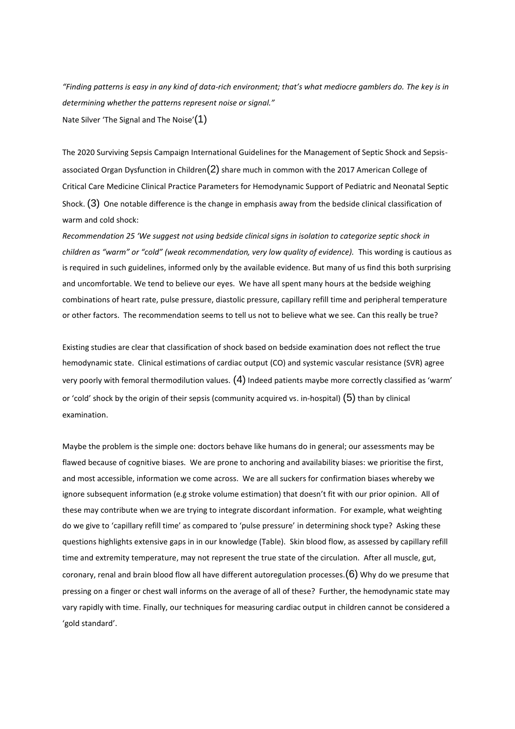*"Finding patterns is easy in any kind of data-rich environment; that's what mediocre gamblers do. The key is in determining whether the patterns represent noise or signal."*

Nate Silver 'The Signal and The Noise'(1)

The 2020 Surviving Sepsis Campaign International Guidelines for the Management of Septic Shock and Sepsis-associated Organ Dysfunction in Children(2) share much in common with the 2017 American College of Critical Care Medicine Clinical Practice Parameters for Hemodynamic Support of Pediatric and Neonatal Septic Shock. (3) One notable difference is the change in emphasis away from the bedside clinical classification of warm and cold shock:

*Recommendation 25 'We suggest not using bedside clinical signs in isolation to categorize septic shock in children as "warm" or "cold" (weak recommendation, very low quality of evidence).* This wording is cautious as is required in such guidelines, informed only by the available evidence. But many of us find this both surprising and uncomfortable. We tend to believe our eyes. We have all spent many hours at the bedside weighing combinations of heart rate, pulse pressure, diastolic pressure, capillary refill time and peripheral temperature or other factors. The recommendation seems to tell us not to believe what we see. Can this really be true?

Existing studies are clear that classification of shock based on bedside examination does not reflect the true hemodynamic state. Clinical estimations of cardiac output (CO) and systemic vascular resistance (SVR) agree very poorly with femoral thermodilution values. (4) Indeed patients maybe more correctly classified as 'warm' or 'cold' shock by the origin of their sepsis (community acquired vs. in-hospital) (5) than by clinical examination.

Maybe the problem is the simple one: doctors behave like humans do in general; our assessments may be flawed because of cognitive biases. We are prone to anchoring and availability biases: we prioritise the first, and most accessible, information we come across. We are all suckers for confirmation biases whereby we ignore subsequent information (e.g stroke volume estimation) that doesn't fit with our prior opinion. All of these may contribute when we are trying to integrate discordant information. For example, what weighting do we give to 'capillary refill time' as compared to 'pulse pressure' in determining shock type? Asking these questions highlights extensive gaps in in our knowledge (Table). Skin blood flow, as assessed by capillary refill time and extremity temperature, may not represent the true state of the circulation. After all muscle, gut, coronary, renal and brain blood flow all have different autoregulation processes.(6) Why do we presume that pressing on a finger or chest wall informs on the average of all of these? Further, the hemodynamic state may vary rapidly with time. Finally, our techniques for measuring cardiac output in children cannot be considered a 'gold standard'.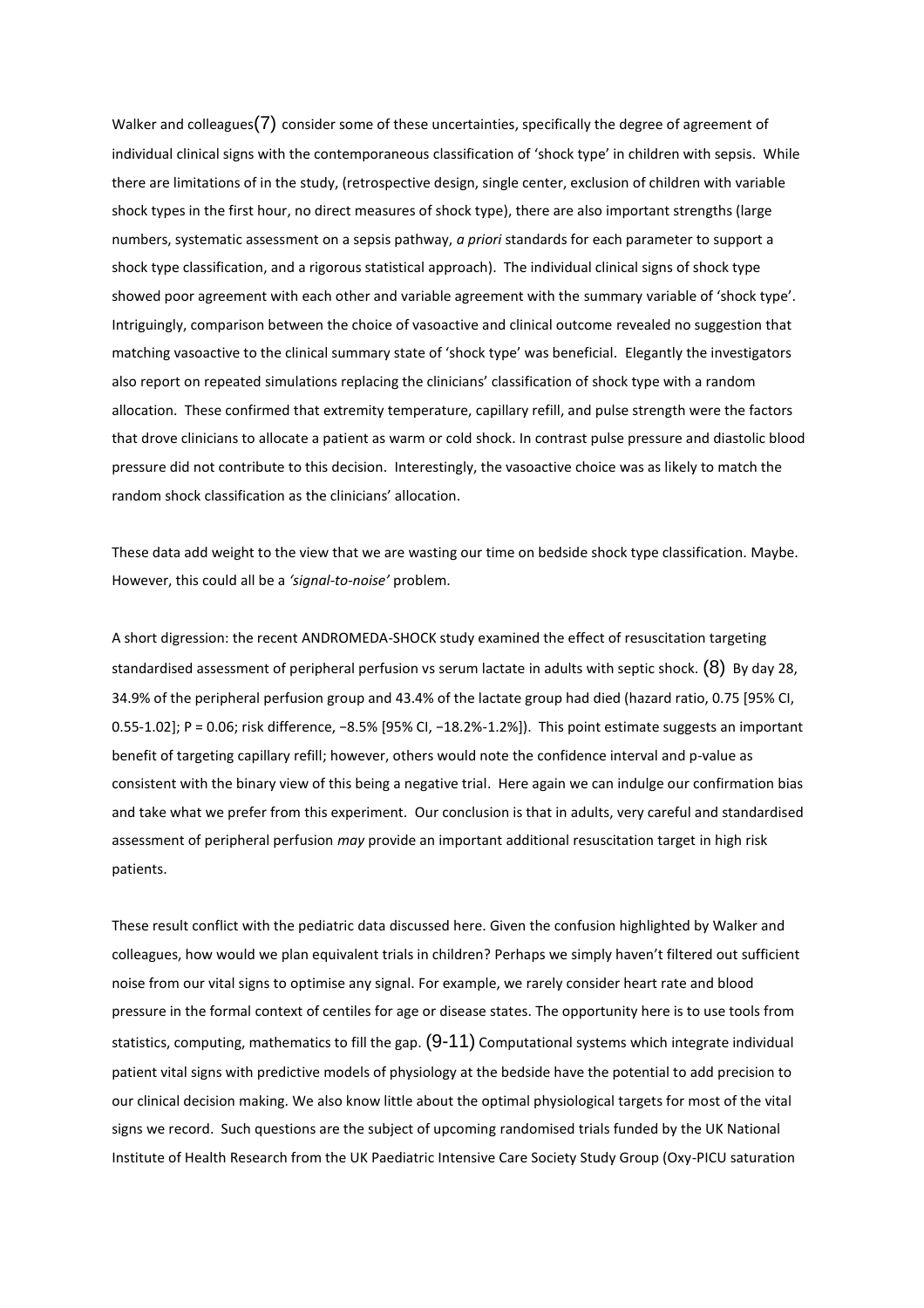Walker and colleagues(7) consider some of these uncertainties, specifically the degree of agreement of individual clinical signs with the contemporaneous classification of 'shock type' in children with sepsis. While there are limitations of in the study, (retrospective design, single center, exclusion of children with variable shock types in the first hour, no direct measures of shock type), there are also important strengths (large numbers, systematic assessment on a sepsis pathway, *a priori* standards for each parameter to support a shock type classification, and a rigorous statistical approach). The individual clinical signs of shock type showed poor agreement with each other and variable agreement with the summary variable of 'shock type'. Intriguingly, comparison between the choice of vasoactive and clinical outcome revealed no suggestion that matching vasoactive to the clinical summary state of 'shock type' was beneficial. Elegantly the investigators also report on repeated simulations replacing the clinicians' classification of shock type with a random allocation. These confirmed that extremity temperature, capillary refill, and pulse strength were the factors that drove clinicians to allocate a patient as warm or cold shock. In contrast pulse pressure and diastolic blood pressure did not contribute to this decision. Interestingly, the vasoactive choice was as likely to match the random shock classification as the clinicians' allocation.

These data add weight to the view that we are wasting our time on bedside shock type classification. Maybe. However, this could all be a *'signal-to-noise'* problem.

A short digression: the recent ANDROMEDA-SHOCK study examined the effect of resuscitation targeting standardised assessment of peripheral perfusion vs serum lactate in adults with septic shock. (8) By day 28, 34.9% of the peripheral perfusion group and 43.4% of the lactate group had died (hazard ratio, 0.75 [95% CI, 0.55-1.02]; P = 0.06; risk difference, −8.5% [95% CI, −18.2%-1.2%]). This point estimate suggests an important benefit of targeting capillary refill; however, others would note the confidence interval and p-value as consistent with the binary view of this being a negative trial. Here again we can indulge our confirmation bias and take what we prefer from this experiment. Our conclusion is that in adults, very careful and standardised assessment of peripheral perfusion *may* provide an important additional resuscitation target in high risk patients.

These result conflict with the pediatric data discussed here. Given the confusion highlighted by Walker and colleagues, how would we plan equivalent trials in children? Perhaps we simply haven't filtered out sufficient noise from our vital signs to optimise any signal. For example, we rarely consider heart rate and blood pressure in the formal context of centiles for age or disease states. The opportunity here is to use tools from statistics, computing, mathematics to fill the gap. (9-11) Computational systems which integrate individual patient vital signs with predictive models of physiology at the bedside have the potential to add precision to our clinical decision making. We also know little about the optimal physiological targets for most of the vital signs we record. Such questions are the subject of upcoming randomised trials funded by the UK National Institute of Health Research from the UK Paediatric Intensive Care Society Study Group (Oxy-PICU saturation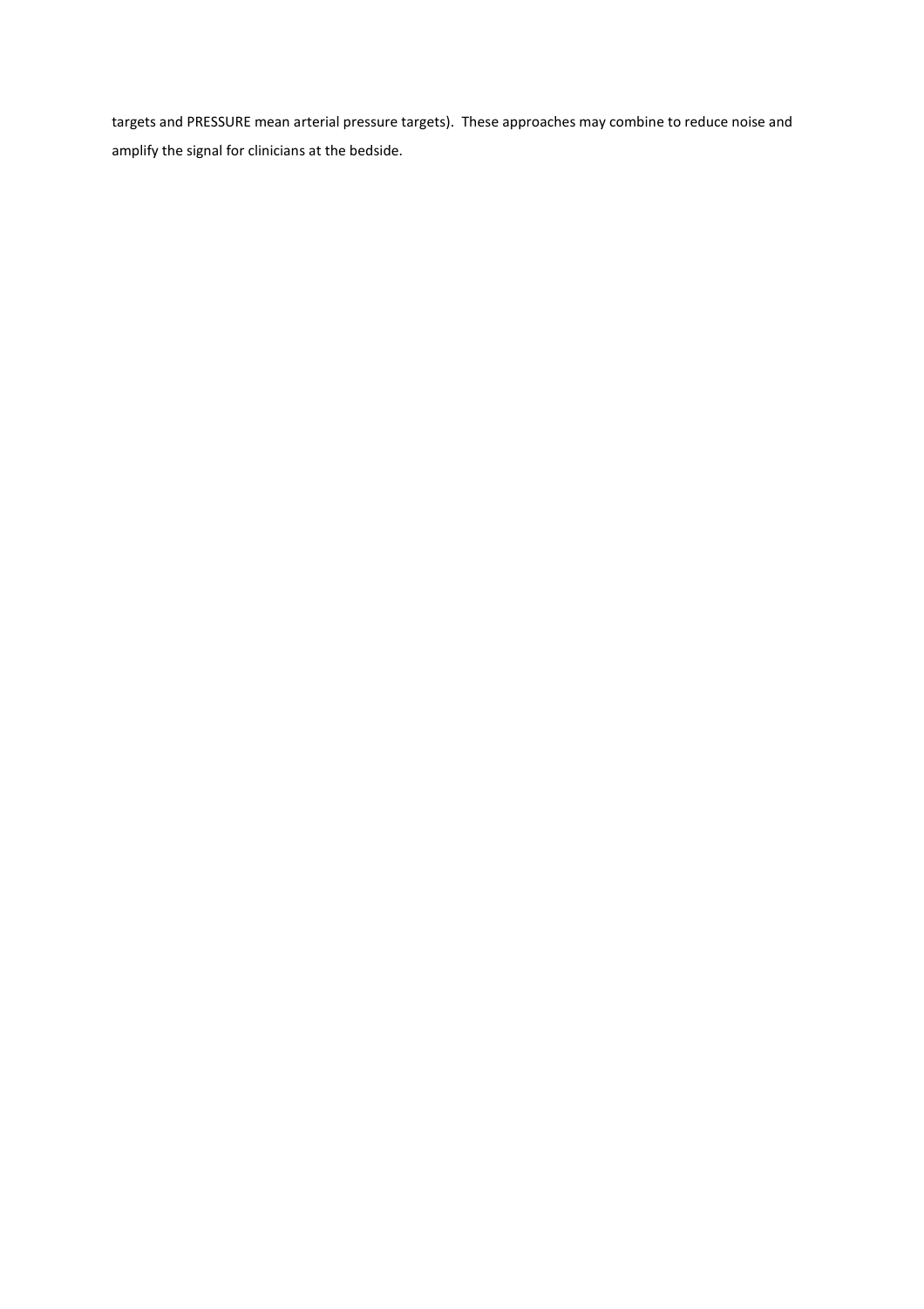targets and PRESSURE mean arterial pressure targets). These approaches may combine to reduce noise and amplify the signal for clinicians at the bedside.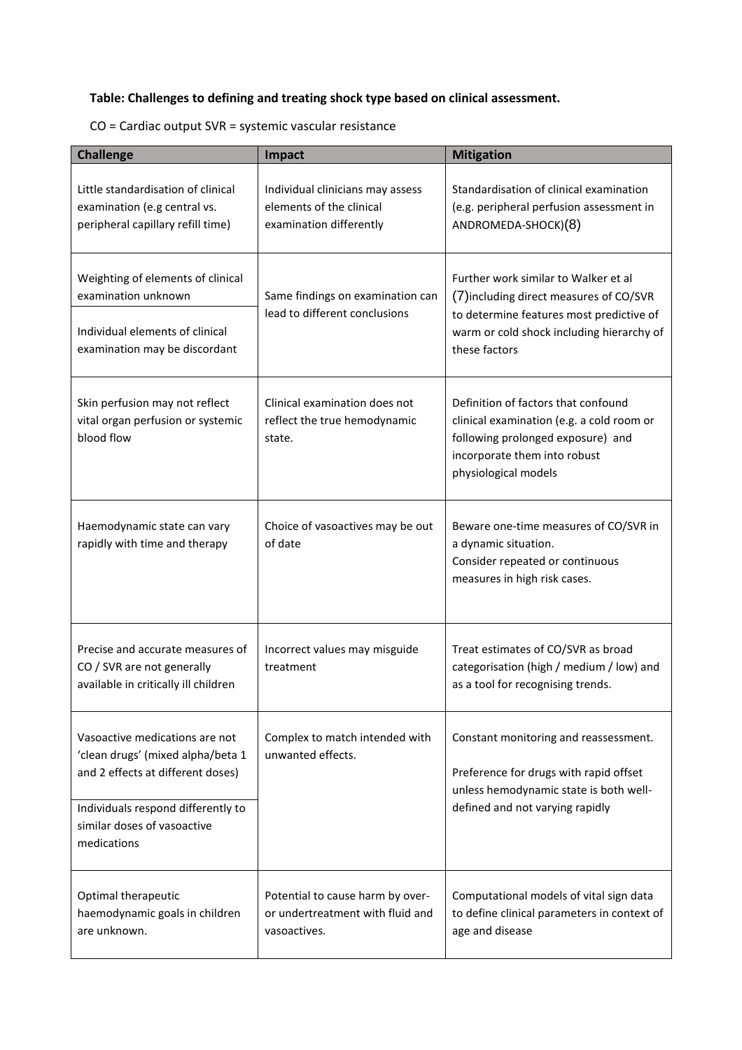**Table: Challenges to defining and treating shock type based on clinical assessment.**

CO = Cardiac output SVR = systemic vascular resistance

| Challenge | Impact | Mitigation |
|---|---|---|
| Little standardisation of clinical examination (e.g central vs. peripheral capillary refill time) | Individual clinicians may assess elements of the clinical examination differently | Standardisation of clinical examination (e.g. peripheral perfusion assessment in ANDROMEDA-SHOCK)(8) |
| Weighting of elements of clinical examination unknown | Same findings on examination can lead to different conclusions | Further work similar to Walker et al (7)including direct measures of CO/SVR to determine features most predictive of warm or cold shock including hierarchy of these factors |
| Individual elements of clinical examination may be discordant | | |
| Skin perfusion may not reflect vital organ perfusion or systemic blood flow | Clinical examination does not reflect the true hemodynamic state. | Definition of factors that confound clinical examination (e.g. a cold room or following prolonged exposure) and incorporate them into robust physiological models |
| Haemodynamic state can vary rapidly with time and therapy | Choice of vasoactives may be out of date | Beware one-time measures of CO/SVR in a dynamic situation.<br>Consider repeated or continuous measures in high risk cases. |
| Precise and accurate measures of CO / SVR are not generally available in critically ill children | Incorrect values may misguide treatment | Treat estimates of CO/SVR as broad categorisation (high / medium / low) and as a tool for recognising trends. |
| Vasoactive medications are not 'clean drugs' (mixed alpha/beta 1 and 2 effects at different doses) | Complex to match intended with unwanted effects. | Constant monitoring and reassessment.<br>Preference for drugs with rapid offset unless hemodynamic state is both well-defined and not varying rapidly |
| Individuals respond differently to similar doses of vasoactive medications | | |
| Optimal therapeutic haemodynamic goals in children are unknown. | Potential to cause harm by over- or undertreatment with fluid and vasoactives. | Computational models of vital sign data to define clinical parameters in context of age and disease |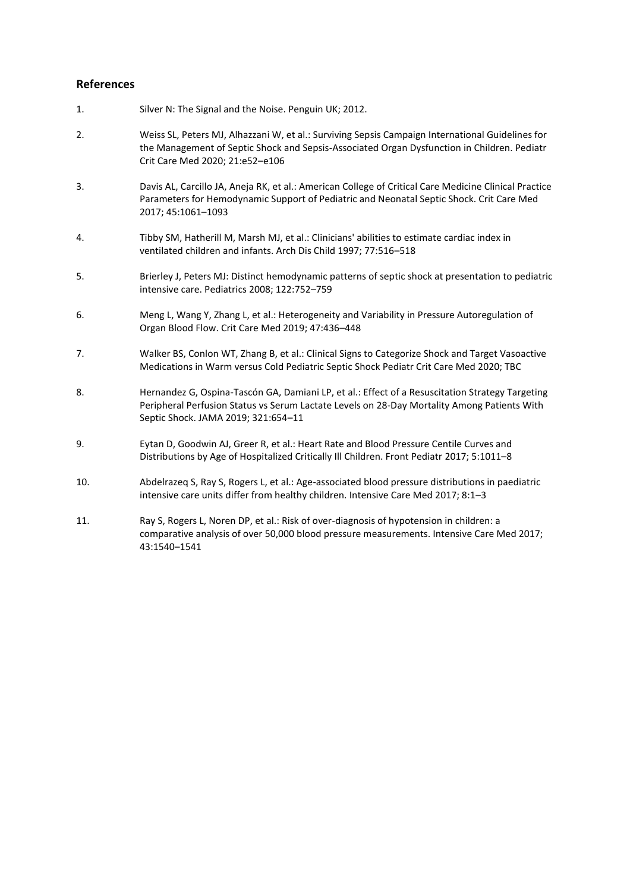## References

1. Silver N: The Signal and the Noise. Penguin UK; 2012.
2. Weiss SL, Peters MJ, Alhazzani W, et al.: Surviving Sepsis Campaign International Guidelines for the Management of Septic Shock and Sepsis-Associated Organ Dysfunction in Children. Pediatr Crit Care Med 2020; 21:e52–e106
3. Davis AL, Carcillo JA, Aneja RK, et al.: American College of Critical Care Medicine Clinical Practice Parameters for Hemodynamic Support of Pediatric and Neonatal Septic Shock. Crit Care Med 2017; 45:1061–1093
4. Tibby SM, Hatherill M, Marsh MJ, et al.: Clinicians' abilities to estimate cardiac index in ventilated children and infants. Arch Dis Child 1997; 77:516–518
5. Brierley J, Peters MJ: Distinct hemodynamic patterns of septic shock at presentation to pediatric intensive care. Pediatrics 2008; 122:752–759
6. Meng L, Wang Y, Zhang L, et al.: Heterogeneity and Variability in Pressure Autoregulation of Organ Blood Flow. Crit Care Med 2019; 47:436–448
7. Walker BS, Conlon WT, Zhang B, et al.: Clinical Signs to Categorize Shock and Target Vasoactive Medications in Warm versus Cold Pediatric Septic Shock Pediatr Crit Care Med 2020; TBC
8. Hernandez G, Ospina-Tascón GA, Damiani LP, et al.: Effect of a Resuscitation Strategy Targeting Peripheral Perfusion Status vs Serum Lactate Levels on 28-Day Mortality Among Patients With Septic Shock. JAMA 2019; 321:654–11
9. Eytan D, Goodwin AJ, Greer R, et al.: Heart Rate and Blood Pressure Centile Curves and Distributions by Age of Hospitalized Critically Ill Children. Front Pediatr 2017; 5:1011–8
10. Abdelrazeq S, Ray S, Rogers L, et al.: Age-associated blood pressure distributions in paediatric intensive care units differ from healthy children. Intensive Care Med 2017; 8:1–3
11. Ray S, Rogers L, Noren DP, et al.: Risk of over-diagnosis of hypotension in children: a comparative analysis of over 50,000 blood pressure measurements. Intensive Care Med 2017; 43:1540–1541